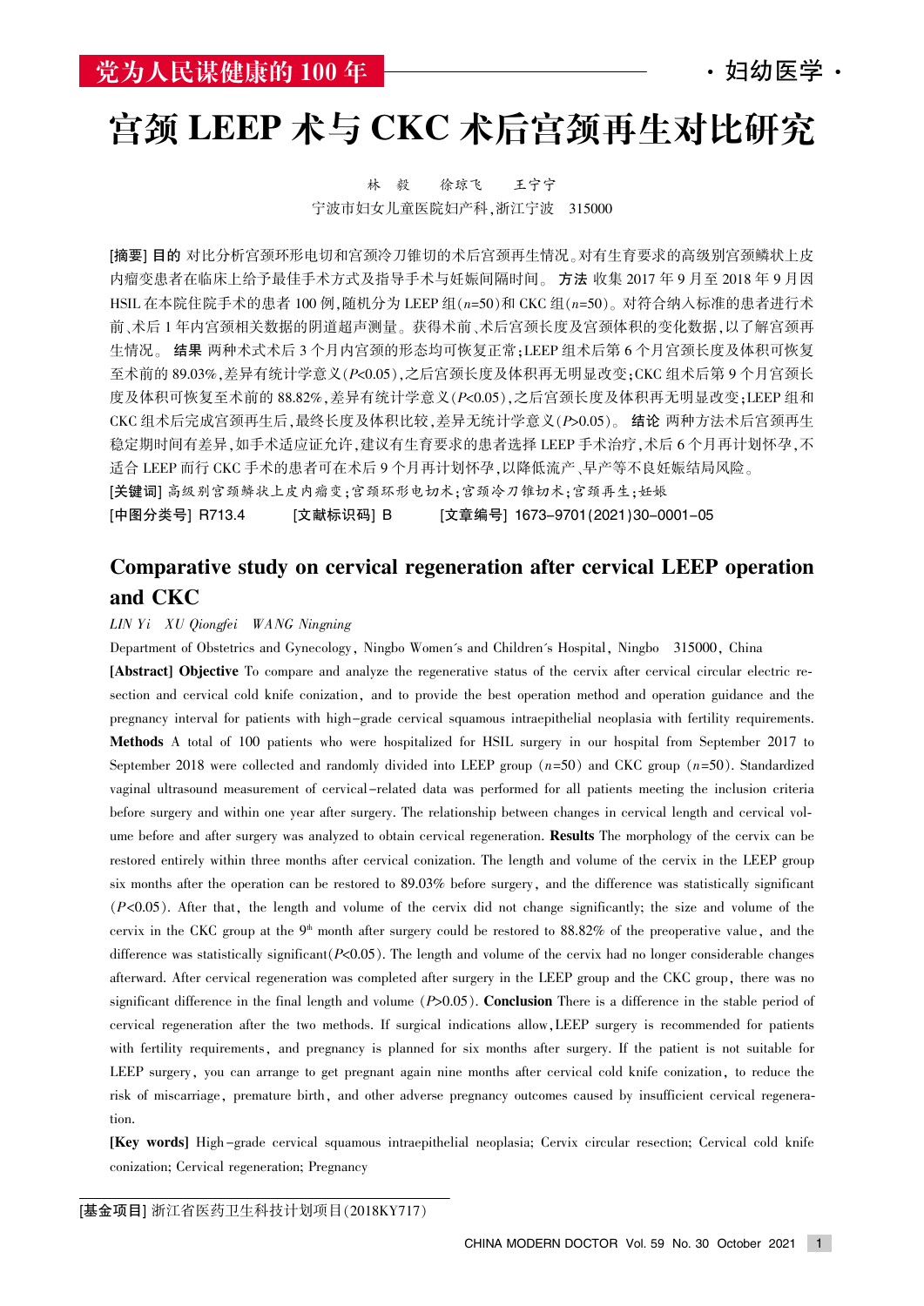# 宫颈 LEEP 术与 CKC 术后宫颈再生对比研究

林 毅　徐琼飞　王宁宁

宁波市妇女儿童医院妇产科,浙江宁波　315000

**[摘要] 目的** 对比分析宫颈环形电切和宫颈冷刀锥切的术后宫颈再生情况。对有生育要求的高级别宫颈鳞状上皮内瘤变患者在临床上给予最佳手术方式及指导手术与妊娠间隔时间。 **方法** 收集 2017 年 9 月至 2018 年 9 月因 HSIL 在本院住院手术的患者 100 例,随机分为 LEEP 组($n$=50)和 CKC 组($n$=50)。对符合纳入标准的患者进行术前、术后 1 年内宫颈相关数据的阴道超声测量。获得术前、术后宫颈长度及宫颈体积的变化数据,以了解宫颈再生情况。 **结果** 两种术式术后 3 个月内宫颈的形态均可恢复正常;LEEP 组术后第 6 个月宫颈长度及体积可恢复至术前的 89.03%,差异有统计学意义($P$<0.05),之后宫颈长度及体积再无明显改变;CKC 组术后第 9 个月宫颈长度及体积可恢复至术前的 88.82%,差异有统计学意义($P$<0.05),之后宫颈长度及体积再无明显改变;LEEP 组和 CKC 组术后完成宫颈再生后,最终长度及体积比较,差异无统计学意义($P$>0.05)。 **结论** 两种方法术后宫颈再生稳定期时间有差异,如手术适应证允许,建议有生育要求的患者选择 LEEP 手术治疗,术后 6 个月再计划怀孕,不适合 LEEP 而行 CKC 手术的患者可在术后 9 个月再计划怀孕,以降低流产、早产等不良妊娠结局风险。

**[关键词]** 高级别宫颈鳞状上皮内瘤变;宫颈环形电切术;宫颈冷刀锥切术;宫颈再生;妊娠

**[中图分类号]** R713.4　**[文献标识码]** B　**[文章编号]** 1673-9701(2021)30-0001-05

## Comparative study on cervical regeneration after cervical LEEP operation and CKC

*LIN Yi　XU Qiongfei　WANG Ningning*

Department of Obstetrics and Gynecology, Ningbo Women′s and Children′s Hospital, Ningbo　315000, China

**[Abstract] Objective** To compare and analyze the regenerative status of the cervix after cervical circular electric resection and cervical cold knife conization, and to provide the best operation method and operation guidance and the pregnancy interval for patients with high-grade cervical squamous intraepithelial neoplasia with fertility requirements. **Methods** A total of 100 patients who were hospitalized for HSIL surgery in our hospital from September 2017 to September 2018 were collected and randomly divided into LEEP group ($n$=50) and CKC group ($n$=50). Standardized vaginal ultrasound measurement of cervical-related data was performed for all patients meeting the inclusion criteria before surgery and within one year after surgery. The relationship between changes in cervical length and cervical volume before and after surgery was analyzed to obtain cervical regeneration. **Results** The morphology of the cervix can be restored entirely within three months after cervical conization. The length and volume of the cervix in the LEEP group six months after the operation can be restored to 89.03% before surgery, and the difference was statistically significant ($P$<0.05). After that, the length and volume of the cervix did not change significantly; the size and volume of the cervix in the CKC group at the 9th month after surgery could be restored to 88.82% of the preoperative value, and the difference was statistically significant($P$<0.05). The length and volume of the cervix had no longer considerable changes afterward. After cervical regeneration was completed after surgery in the LEEP group and the CKC group, there was no significant difference in the final length and volume ($P$>0.05). **Conclusion** There is a difference in the stable period of cervical regeneration after the two methods. If surgical indications allow, LEEP surgery is recommended for patients with fertility requirements, and pregnancy is planned for six months after surgery. If the patient is not suitable for LEEP surgery, you can arrange to get pregnant again nine months after cervical cold knife conization, to reduce the risk of miscarriage, premature birth, and other adverse pregnancy outcomes caused by insufficient cervical regeneration.

**[Key words]** High-grade cervical squamous intraepithelial neoplasia; Cervix circular resection; Cervical cold knife conization; Cervical regeneration; Pregnancy

---

**[基金项目]** 浙江省医药卫生科技计划项目(2018KY717)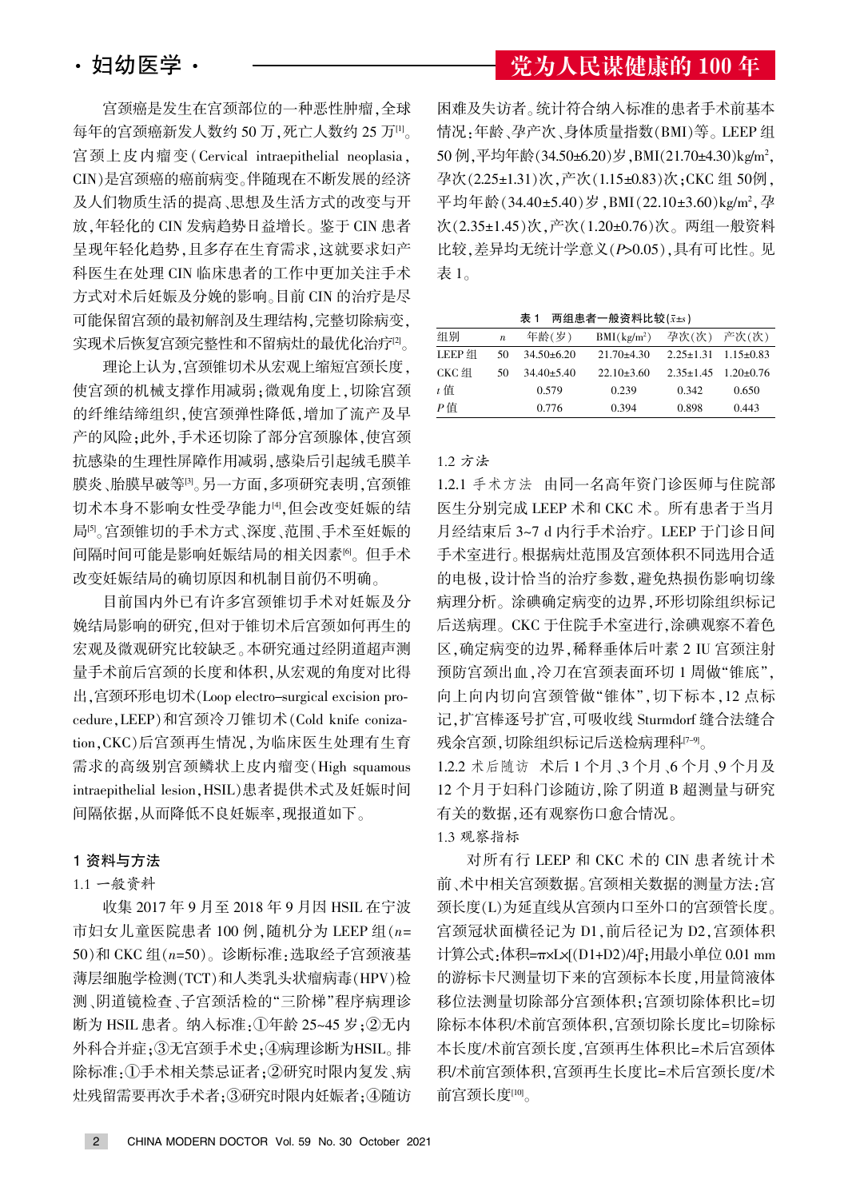宫颈癌是发生在宫颈部位的一种恶性肿瘤，全球每年的宫颈癌新发人数约 50 万，死亡人数约 25 万[1]。宫颈上皮内瘤变（Cervical intraepithelial neoplasia，CIN）是宫颈癌的癌前病变。伴随现在不断发展的经济及人们物质生活的提高、思想及生活方式的改变与开放，年轻化的 CIN 发病趋势日益增长。鉴于 CIN 患者呈现年轻化趋势，且多存在生育需求，这就要求妇产科医生在处理 CIN 临床患者的工作中更加关注手术方式对术后妊娠及分娩的影响。目前 CIN 的治疗是尽可能保留宫颈的最初解剖及生理结构，完整切除病变，实现术后恢复宫颈完整性和不留病灶的最优化治疗[2]。

理论上认为，宫颈锥切术从宏观上缩短宫颈长度，使宫颈的机械支撑作用减弱；微观角度上，切除宫颈的纤维结缔组织，使宫颈弹性降低，增加了流产及早产的风险；此外，手术还切除了部分宫颈腺体，使宫颈抗感染的生理性屏障作用减弱，感染后引起绒毛膜羊膜炎、胎膜早破等[3]。另一方面，多项研究表明，宫颈锥切术本身不影响女性受孕能力[4]，但会改变妊娠的结局[5]。宫颈锥切的手术方式、深度、范围、手术至妊娠的间隔时间可能是影响妊娠结局的相关因素[6]。但手术改变妊娠结局的确切原因和机制目前仍不明确。

目前国内外已有许多宫颈锥切手术对妊娠及分娩结局影响的研究，但对于锥切术后宫颈如何再生的宏观及微观研究比较缺乏。本研究通过经阴道超声测量手术前后宫颈的长度和体积，从宏观的角度对比得出，宫颈环形电切术（Loop electro-surgical excision procedure，LEEP）和宫颈冷刀锥切术（Cold knife conization，CKC）后宫颈再生情况，为临床医生处理有生育需求的高级别宫颈鳞状上皮内瘤变（High squamous intraepithelial lesion，HSIL）患者提供术式及妊娠时间间隔依据，从而降低不良妊娠率，现报道如下。

## 1 资料与方法

### 1.1 一般资料

收集 2017 年 9 月至 2018 年 9 月因 HSIL 在宁波市妇女儿童医院患者 100 例，随机分为 LEEP 组（$n$=50）和 CKC 组（$n$=50）。诊断标准：选取经子宫颈液基薄层细胞学检测（TCT）和人类乳头状瘤病毒（HPV）检测、阴道镜检查、子宫颈活检的"三阶梯"程序病理诊断为 HSIL 患者。纳入标准：①年龄 25~45 岁；②无内外科合并症；③无宫颈手术史；④病理诊断为HSIL。排除标准：①手术相关禁忌证者；②研究时限内复发、病灶残留需要再次手术者；③研究时限内妊娠者；④随访困难及失访者。统计符合纳入标准的患者手术前基本情况：年龄、孕产次、身体质量指数（BMI）等。LEEP 组 50 例，平均年龄（34.50±6.20）岁，BMI（21.70±4.30）kg/m²，孕次（2.25±1.31）次，产次（1.15±0.83）次；CKC 组 50例，平均年龄（34.40±5.40）岁，BMI（22.10±3.60）kg/m²，孕次（2.35±1.45）次，产次（1.20±0.76）次。两组一般资料比较，差异均无统计学意义（$P$>0.05），具有可比性。见表 1。

表 1　两组患者一般资料比较（$\bar{x}\pm s$）

| 组别 | $n$ | 年龄（岁） | BMI（kg/m²） | 孕次（次） | 产次（次） |
|---|---|---|---|---|---|
| LEEP 组 | 50 | 34.50±6.20 | 21.70±4.30 | 2.25±1.31 | 1.15±0.83 |
| CKC 组 | 50 | 34.40±5.40 | 22.10±3.60 | 2.35±1.45 | 1.20±0.76 |
| $t$ 值 | | 0.579 | 0.239 | 0.342 | 0.650 |
| $P$ 值 | | 0.776 | 0.394 | 0.898 | 0.443 |

### 1.2 方法

1.2.1 手术方法　由同一名高年资门诊医师与住院部医生分别完成 LEEP 术和 CKC 术。所有患者于当月月经结束后 3~7 d 内行手术治疗。LEEP 于门诊日间手术室进行。根据病灶范围及宫颈体积不同选用合适的电极，设计恰当的治疗参数，避免热损伤影响切缘病理分析。涂碘确定病变的边界，环形切除组织标记后送病理。CKC 于住院手术室进行，涂碘观察不着色区，确定病变的边界，稀释垂体后叶素 2 IU 宫颈注射预防宫颈出血，冷刀在宫颈表面环切 1 周做"锥底"，向上向内切向宫颈管做"锥体"，切下标本，12 点标记，扩宫棒逐号扩宫，可吸收线 Sturmdorf 缝合法缝合残余宫颈，切除组织标记后送检病理科[7-9]。

1.2.2 术后随访　术后 1 个月、3 个月、6 个月、9 个月及 12 个月于妇科门诊随访，除了阴道 B 超测量与研究有关的数据，还有观察伤口愈合情况。

### 1.3 观察指标

对所有行 LEEP 和 CKC 术的 CIN 患者统计术前、术中相关宫颈数据。宫颈相关数据的测量方法：宫颈长度（L）为延直线从宫颈内口至外口的宫颈管长度。宫颈冠状面横径记为 D1，前后径记为 D2，宫颈体积计算公式：体积=π×L×[（D1+D2）/4]²；用最小单位 0.01 mm 的游标卡尺测量切下来的宫颈标本长度，用量筒液体移位法测量切除部分宫颈体积；宫颈切除体积比=切除标本体积/术前宫颈体积，宫颈切除长度比=切除标本长度/术前宫颈长度，宫颈再生体积比=术后宫颈体积/术前宫颈体积，宫颈再生长度比=术后宫颈长度/术前宫颈长度[10]。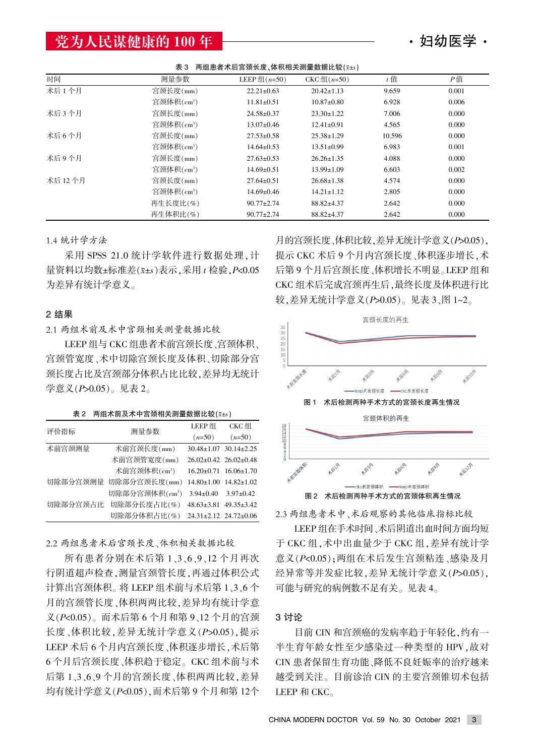表 3　两组患者术后宫颈长度、体积相关测量数据比较($\bar{x}\pm s$)

| 时间 | 测量参数 | LEEP 组(n=50) | CKC 组(n=50) | t 值 | P 值 |
|---|---|---|---|---|---|
| 术后 1 个月 | 宫颈长度(mm) | 22.21±0.63 | 20.42±1.13 | 9.659 | 0.001 |
| | 宫颈体积(cm³) | 11.81±0.51 | 10.87±0.80 | 6.928 | 0.006 |
| 术后 3 个月 | 宫颈长度(mm) | 24.58±0.37 | 23.30±1.22 | 7.006 | 0.000 |
| | 宫颈体积(cm³) | 13.07±0.46 | 12.41±0.91 | 4.565 | 0.000 |
| 术后 6 个月 | 宫颈长度(mm) | 27.53±0.58 | 25.38±1.29 | 10.596 | 0.000 |
| | 宫颈体积(cm³) | 14.64±0.53 | 13.51±0.99 | 6.983 | 0.001 |
| 术后 9 个月 | 宫颈长度(mm) | 27.63±0.53 | 26.26±1.35 | 4.088 | 0.000 |
| | 宫颈体积(cm³) | 14.69±0.51 | 13.99±1.09 | 6.603 | 0.002 |
| 术后 12 个月 | 宫颈长度(mm) | 27.64±0.51 | 26.68±1.38 | 4.574 | 0.000 |
| | 宫颈体积(cm³) | 14.69±0.46 | 14.21±1.12 | 2.805 | 0.000 |
| | 再生长度比(%) | 90.77±2.74 | 88.82±4.37 | 2.642 | 0.000 |
| | 再生体积比(%) | 90.77±2.74 | 88.82±4.37 | 2.642 | 0.000 |

### 1.4 统计学方法

采用 SPSS 21.0 统计学软件进行数据处理，计量资料以均数±标准差($\bar{x}\pm s$)表示，采用 $t$ 检验，$P<0.05$ 为差异有统计学意义。

## 2 结果

### 2.1 两组术前及术中宫颈相关测量数据比较

LEEP 组与 CKC 组患者术前宫颈长度、宫颈体积、宫颈管宽度、术中切除宫颈长度及体积、切除部分宫颈长度占比及宫颈部分体积占比比较，差异均无统计学意义($P>0.05$)。见表 2。

表 2　两组术前及术中宫颈相关测量数据比较($\bar{x}\pm s$)

| 评价指标 | 测量参数 | LEEP 组(n=50) | CKC 组(n=50) |
|---|---|---|---|
| 术前宫颈测量 | 术前宫颈长度(mm) | 30.48±1.07 | 30.14±2.25 |
| | 术前宫颈管宽度(mm) | 26.02±0.42 | 26.02±0.48 |
| | 术前宫颈体积(cm³) | 16.20±0.71 | 16.06±1.70 |
| 切除部分宫颈测量 | 切除部分宫颈长度(mm) | 14.80±1.00 | 14.82±1.02 |
| | 切除部分宫颈体积(cm³) | 3.94±0.40 | 3.97±0.42 |
| 切除部分宫颈占比 | 切除部分长度占比(%) | 48.63±3.81 | 49.35±3.42 |
| | 切除部分体积占比(%) | 24.31±2.12 | 24.72±0.06 |

### 2.2 两组患者术后宫颈长度、体积相关数据比较

所有患者分别在术后第 1、3、6、9、12 个月再次行阴道超声检查，测量宫颈管长度，再通过体积公式计算出宫颈体积。将 LEEP 组术前与术后第 1、3、6 个月的宫颈管长度、体积两两比较，差异均有统计学意义($P<0.05$)。而术后第 6 个月和第 9、12 个月的宫颈长度、体积比较，差异无统计学意义($P>0.05$)，提示 LEEP 术后 6 个月内宫颈长度、体积逐步增长，术后第 6 个月后宫颈长度、体积趋于稳定。CKC 组术前与术后第 1、3、6、9 个月的宫颈长度、体积两两比较，差异均有统计学意义($P<0.05$)，而术后第 9 个月和第 12 个月的宫颈长度、体积比较，差异无统计学意义($P>0.05$)，提示 CKC 术后 9 个月内宫颈长度、体积逐步增长，术后第 9 个月后宫颈长度、体积增长不明显。LEEP 组和 CKC 组术后完成宫颈再生后，最终长度及体积进行比较，差异无统计学意义($P>0.05$)。见表 3、图 1~2。

图 1　术后检测两种手术方式的宫颈长度再生情况

图 2　术后检测两种手术方式的宫颈体积再生情况

### 2.3 两组患者术中、术后观察的其他临床指标比较

LEEP 组在手术时间、术后阴道出血时间方面均短于 CKC 组，术中出血量少于 CKC 组，差异有统计学意义($P<0.05$)；两组在术后发生宫颈粘连、感染及月经异常等并发症比较，差异无统计学意义($P>0.05$)，可能与研究的病例数不足有关。见表 4。

## 3 讨论

目前 CIN 和宫颈癌的发病率趋于年轻化，约有一半生育年龄女性至少感染过一种类型的 HPV，故对 CIN 患者保留生育功能、降低不良妊娠率的治疗越来越受到关注。目前诊治 CIN 的主要宫颈锥切术包括 LEEP 和 CKC。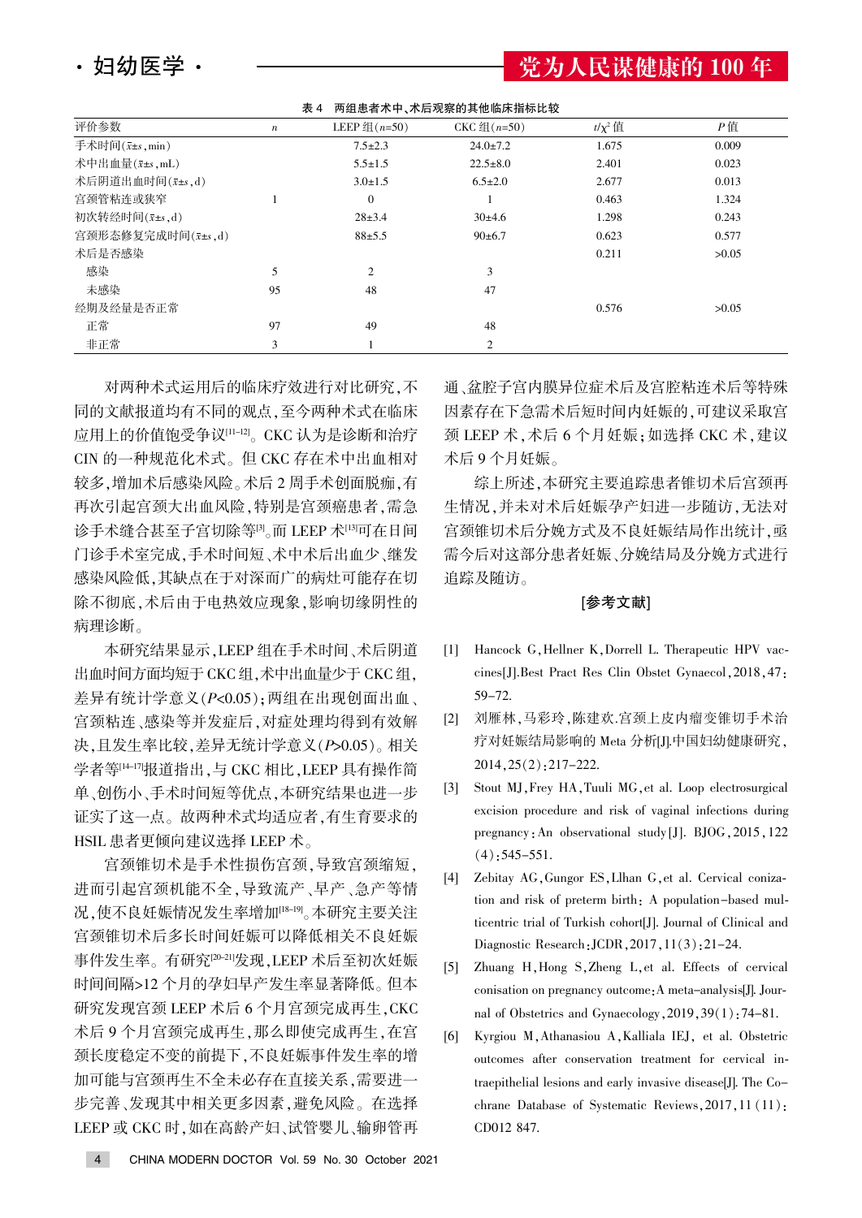表 4 两组患者术中、术后观察的其他临床指标比较

| 评价参数 | $n$ | LEEP 组($n$=50) | CKC 组($n$=50) | $t/\chi^2$ 值 | $P$ 值 |
|---|---|---|---|---|---|
| 手术时间($\bar{x}\pm s$,min) | | 7.5±2.3 | 24.0±7.2 | 1.675 | 0.009 |
| 术中出血量($\bar{x}\pm s$,mL) | | 5.5±1.5 | 22.5±8.0 | 2.401 | 0.023 |
| 术后阴道出血时间($\bar{x}\pm s$,d) | | 3.0±1.5 | 6.5±2.0 | 2.677 | 0.013 |
| 宫颈管粘连或狭窄 | 1 | 0 | 1 | 0.463 | 1.324 |
| 初次转经时间($\bar{x}\pm s$,d) | | 28±3.4 | 30±4.6 | 1.298 | 0.243 |
| 宫颈形态修复完成时间($\bar{x}\pm s$,d) | | 88±5.5 | 90±6.7 | 0.623 | 0.577 |
| 术后是否感染 | | | | 0.211 | >0.05 |
| 感染 | 5 | 2 | 3 | | |
| 未感染 | 95 | 48 | 47 | | |
| 经期及经量是否正常 | | | | 0.576 | >0.05 |
| 正常 | 97 | 49 | 48 | | |
| 非正常 | 3 | 1 | 2 | | |

对两种术式运用后的临床疗效进行对比研究，不同的文献报道均有不同的观点，至今两种术式在临床应用上的价值饱受争议[11-12]。CKC 认为是诊断和治疗 CIN 的一种规范化术式。但 CKC 存在术中出血相对较多，增加术后感染风险。术后 2 周手术创面脱痂，有再次引起宫颈大出血风险，特别是宫颈癌患者，需急诊手术缝合甚至子宫切除等[3]。而 LEEP 术[13]可在日间门诊手术室完成，手术时间短、术中术后出血少、继发感染风险低，其缺点在于对深而广的病灶可能存在切除不彻底，术后由于电热效应现象，影响切缘阴性的病理诊断。

本研究结果显示，LEEP 组在手术时间、术后阴道出血时间方面均短于 CKC 组，术中出血量少于 CKC 组，差异有统计学意义($P$<0.05)；两组在出现创面出血、宫颈粘连、感染等并发症后，对症处理均得到有效解决，且发生率比较，差异无统计学意义($P$>0.05)。相关学者等[14-17]报道指出，与 CKC 相比，LEEP 具有操作简单、创伤小、手术时间短等优点，本研究结果也进一步证实了这一点。故两种术式均适应者，有生育要求的 HSIL 患者更倾向建议选择 LEEP 术。

宫颈锥切术是手术性损伤宫颈，导致宫颈缩短，进而引起宫颈机能不全，导致流产、早产、急产等情况，使不良妊娠情况发生率增加[18-19]。本研究主要关注宫颈锥切术后多长时间妊娠可以降低相关不良妊娠事件发生率。有研究[20-21]发现，LEEP 术后至初次妊娠时间间隔>12 个月的孕妇早产发生率显著降低。但本研究发现宫颈 LEEP 术后 6 个月宫颈完成再生，CKC 术后 9 个月宫颈完成再生，那么即使完成再生，在宫颈长度稳定不变的前提下，不良妊娠事件发生率的增加可能与宫颈再生不全未必存在直接关系，需要进一步完善、发现其中相关更多因素，避免风险。在选择 LEEP 或 CKC 时，如在高龄产妇、试管婴儿、输卵管再通、盆腔子宫内膜异位症术后及宫腔粘连术后等特殊因素存在下急需术后短时间内妊娠的，可建议采取宫颈 LEEP 术，术后 6 个月妊娠；如选择 CKC 术，建议术后 9 个月妊娠。

综上所述，本研究主要追踪患者锥切术后宫颈再生情况，并未对术后妊娠孕产妇进一步随访，无法对宫颈锥切术后分娩方式及不良妊娠结局作出统计，亟需今后对这部分患者妊娠、分娩结局及分娩方式进行追踪及随访。

## [参考文献]

[1] Hancock G, Hellner K, Dorrell L. Therapeutic HPV vaccines[J]. Best Pract Res Clin Obstet Gynaecol, 2018, 47: 59–72.

[2] 刘雁林，马彩玲，陈建欢. 宫颈上皮内瘤变锥切手术治疗对妊娠结局影响的 Meta 分析[J]. 中国妇幼健康研究，2014, 25(2): 217–222.

[3] Stout MJ, Frey HA, Tuuli MG, et al. Loop electrosurgical excision procedure and risk of vaginal infections during pregnancy: An observational study[J]. BJOG, 2015, 122(4): 545–551.

[4] Zebitay AG, Gungor ES, Llhan G, et al. Cervical conization and risk of preterm birth: A population-based multicentric trial of Turkish cohort[J]. Journal of Clinical and Diagnostic Research: JCDR, 2017, 11(3): 21–24.

[5] Zhuang H, Hong S, Zheng L, et al. Effects of cervical conisation on pregnancy outcome: A meta-analysis[J]. Journal of Obstetrics and Gynaecology, 2019, 39(1): 74–81.

[6] Kyrgiou M, Athanasiou A, Kalliala IEJ, et al. Obstetric outcomes after conservation treatment for cervical intraepithelial lesions and early invasive disease[J]. The Cochrane Database of Systematic Reviews, 2017, 11(11): CD012 847.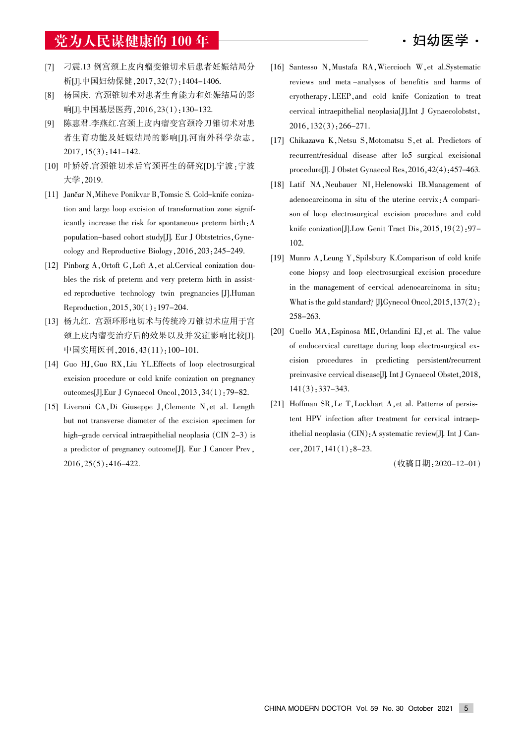[7] 刁震.13 例宫颈上皮内瘤变锥切术后患者妊娠结局分析[J].中国妇幼保健,2017,32(7):1404–1406.

[8] 杨国庆. 宫颈锥切术对患者生育能力和妊娠结局的影响[J].中国基层医药,2016,23(1):130–132.

[9] 陈惠君.李燕红.宫颈上皮内瘤变宫颈冷刀锥切术对患者生育功能及妊娠结局的影响[J].河南外科学杂志,2017,15(3):141–142.

[10] 叶娇娇.宫颈锥切术后宫颈再生的研究[D].宁波:宁波大学,2019.

[11] Jančar N,Mihevc Ponikvar B,Tomsic S. Cold–knife conization and large loop excision of transformation zone significantly increase the risk for spontaneous preterm birth:A population–based cohort study[J]. Eur J Obtstetrics,Gynecology and Reproductive Biology,2016,203:245–249.

[12] Pinborg A,Ortoft G,Loft A,et al.Cervical conization doubles the risk of preterm and very preterm birth in assisted reproductive technology twin pregnancies [J].Human Reproduction,2015,30(1):197–204.

[13] 杨九红. 宫颈环形电切术与传统冷刀锥切术应用于宫颈上皮内瘤变治疗后的效果以及并发症影响比较[J].中国实用医刊,2016,43(11):100–101.

[14] Guo HJ,Guo RX,Liu YL.Effects of loop electrosurgical excision procedure or cold knife conization on pregnancy outcomes[J].Eur J Gynaecol Oncol,2013,34(1):79–82.

[15] Liverani CA,Di Giuseppe J,Clemente N,et al. Length but not transverse diameter of the excision specimen for high–grade cervical intraepithelial neoplasia (CIN 2–3) is a predictor of pregnancy outcome[J]. Eur J Cancer Prev,2016,25(5):416–422.

[16] Santesso N,Mustafa RA,Wiercioch W,et al.Systematic reviews and meta–analyses of benefitis and harms of cryotherapy,LEEP,and cold knife Conization to treat cervical intraepithelial neoplasia[J].Int J Gynaecolobstst,2016,132(3):266–271.

[17] Chikazawa K,Netsu S,Motomatsu S,et al. Predictors of recurrent/residual disease after lo5 surgical excisional procedure[J]. J Obstet Gynaecol Res,2016,42(4):457–463.

[18] Latif NA,Neubauer NI,Helenowski IB.Management of adenocarcinoma in situ of the uterine cervix:A comparison of loop electrosurgical excision procedure and cold knife conization[J].Low Genit Tract Dis,2015,19(2):97–102.

[19] Munro A,Leung Y,Spilsbury K.Comparison of cold knife cone biopsy and loop electrosurgical excision procedure in the management of cervical adenocarcinoma in situ:What is the gold standard? [J].Gynecol Oncol,2015,137(2):258–263.

[20] Cuello MA,Espinosa ME,Orlandini EJ,et al. The value of endocervical curettage during loop electrosurgical excision procedures in predicting persistent/recurrent preinvasive cervical disease[J]. Int J Gynaecol Obstet,2018,141(3):337–343.

[21] Hoffman SR,Le T,Lockhart A,et al. Patterns of persistent HPV infection after treatment for cervical intraepithelial neoplasia (CIN):A systematic review[J]. Int J Cancer,2017,141(1):8–23.

(收稿日期:2020–12–01)